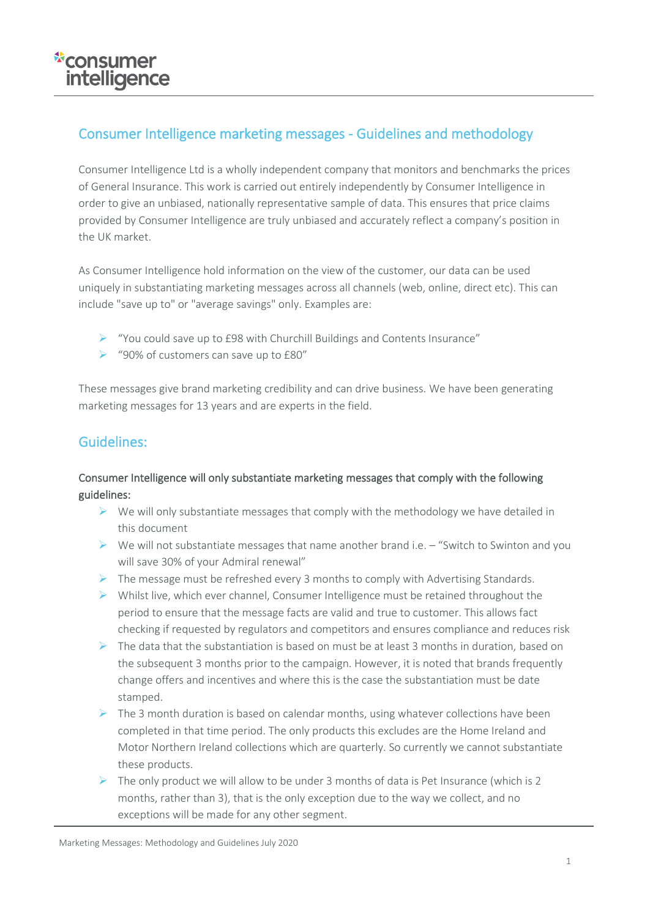# Consumer Intelligence marketing messages - Guidelines and methodology

Consumer Intelligence Ltd is a wholly independent company that monitors and benchmarks the prices of General Insurance. This work is carried out entirely independently by Consumer Intelligence in order to give an unbiased, nationally representative sample of data. This ensures that price claims provided by Consumer Intelligence are truly unbiased and accurately reflect a company's position in the UK market.

As Consumer Intelligence hold information on the view of the customer, our data can be used uniquely in substantiating marketing messages across all channels (web, online, direct etc). This can include "save up to" or "average savings" only. Examples are:

- "You could save up to £98 with Churchill Buildings and Contents Insurance"
- "90% of customers can save up to £80"

These messages give brand marketing credibility and can drive business. We have been generating marketing messages for 13 years and are experts in the field.

## Guidelines:

### Consumer Intelligence will only substantiate marketing messages that comply with the following guidelines:

- We will only substantiate messages that comply with the methodology we have detailed in this document
- We will not substantiate messages that name another brand i.e. – "Switch to Swinton and you will save 30% of your Admiral renewal"
- The message must be refreshed every 3 months to comply with Advertising Standards.
- Whilst live, which ever channel, Consumer Intelligence must be retained throughout the period to ensure that the message facts are valid and true to customer. This allows fact checking if requested by regulators and competitors and ensures compliance and reduces risk
- The data that the substantiation is based on must be at least 3 months in duration, based on the subsequent 3 months prior to the campaign. However, it is noted that brands frequently change offers and incentives and where this is the case the substantiation must be date stamped.
- The 3 month duration is based on calendar months, using whatever collections have been completed in that time period. The only products this excludes are the Home Ireland and Motor Northern Ireland collections which are quarterly. So currently we cannot substantiate these products.
- The only product we will allow to be under 3 months of data is Pet Insurance (which is 2 months, rather than 3), that is the only exception due to the way we collect, and no exceptions will be made for any other segment.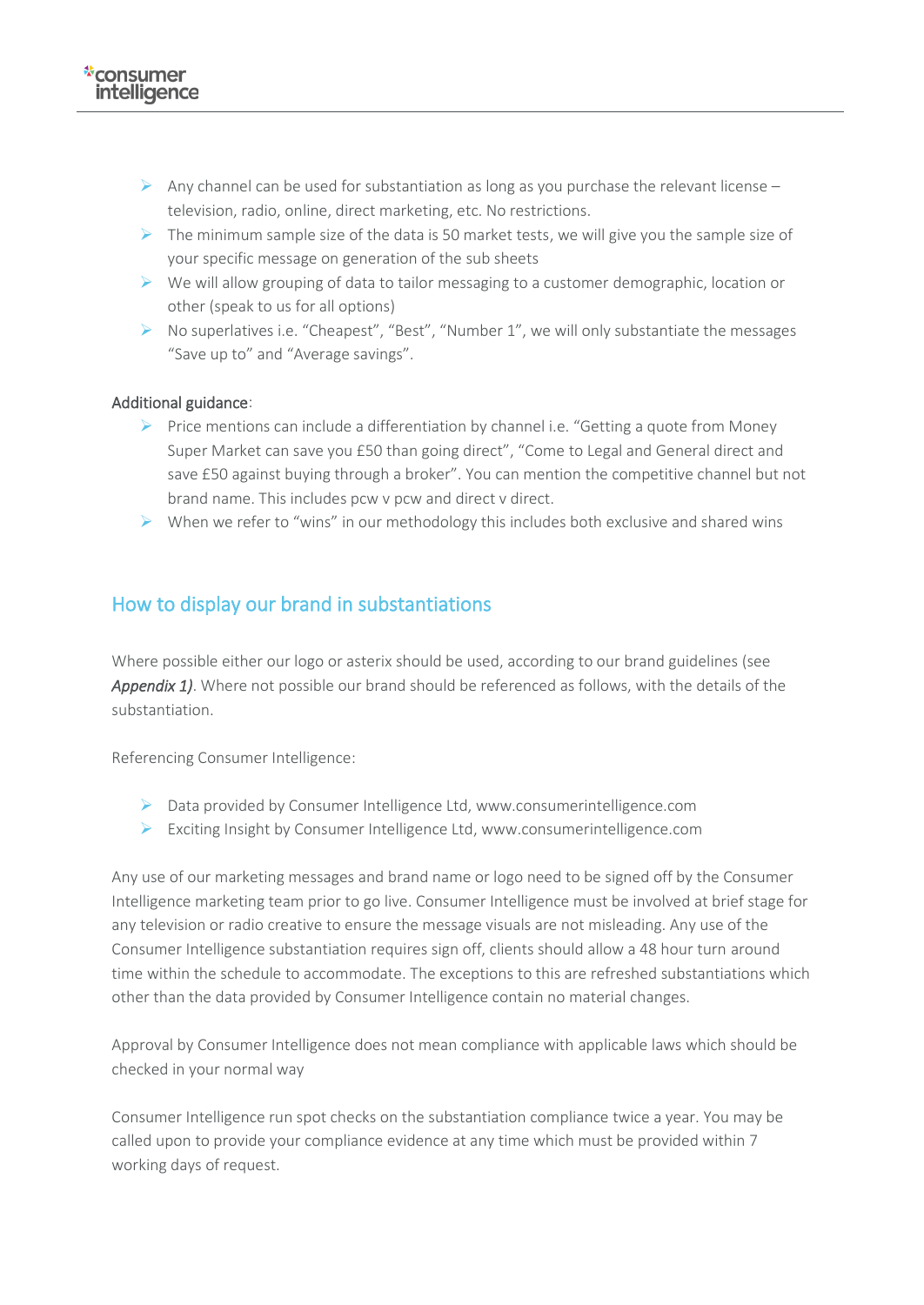- Any channel can be used for substantiation as long as you purchase the relevant license – television, radio, online, direct marketing, etc. No restrictions.
- The minimum sample size of the data is 50 market tests, we will give you the sample size of your specific message on generation of the sub sheets
- We will allow grouping of data to tailor messaging to a customer demographic, location or other (speak to us for all options)
- No superlatives i.e. "Cheapest", "Best", "Number 1", we will only substantiate the messages "Save up to" and "Average savings".

Additional guidance:

- Price mentions can include a differentiation by channel i.e. "Getting a quote from Money Super Market can save you £50 than going direct", "Come to Legal and General direct and save £50 against buying through a broker". You can mention the competitive channel but not brand name. This includes pcw v pcw and direct v direct.
- When we refer to "wins" in our methodology this includes both exclusive and shared wins

## How to display our brand in substantiations

Where possible either our logo or asterix should be used, according to our brand guidelines (see ***Appendix 1)***. Where not possible our brand should be referenced as follows, with the details of the substantiation.

Referencing Consumer Intelligence:

- Data provided by Consumer Intelligence Ltd, www.consumerintelligence.com
- Exciting Insight by Consumer Intelligence Ltd, www.consumerintelligence.com

Any use of our marketing messages and brand name or logo need to be signed off by the Consumer Intelligence marketing team prior to go live. Consumer Intelligence must be involved at brief stage for any television or radio creative to ensure the message visuals are not misleading. Any use of the Consumer Intelligence substantiation requires sign off, clients should allow a 48 hour turn around time within the schedule to accommodate. The exceptions to this are refreshed substantiations which other than the data provided by Consumer Intelligence contain no material changes.

Approval by Consumer Intelligence does not mean compliance with applicable laws which should be checked in your normal way

Consumer Intelligence run spot checks on the substantiation compliance twice a year. You may be called upon to provide your compliance evidence at any time which must be provided within 7 working days of request.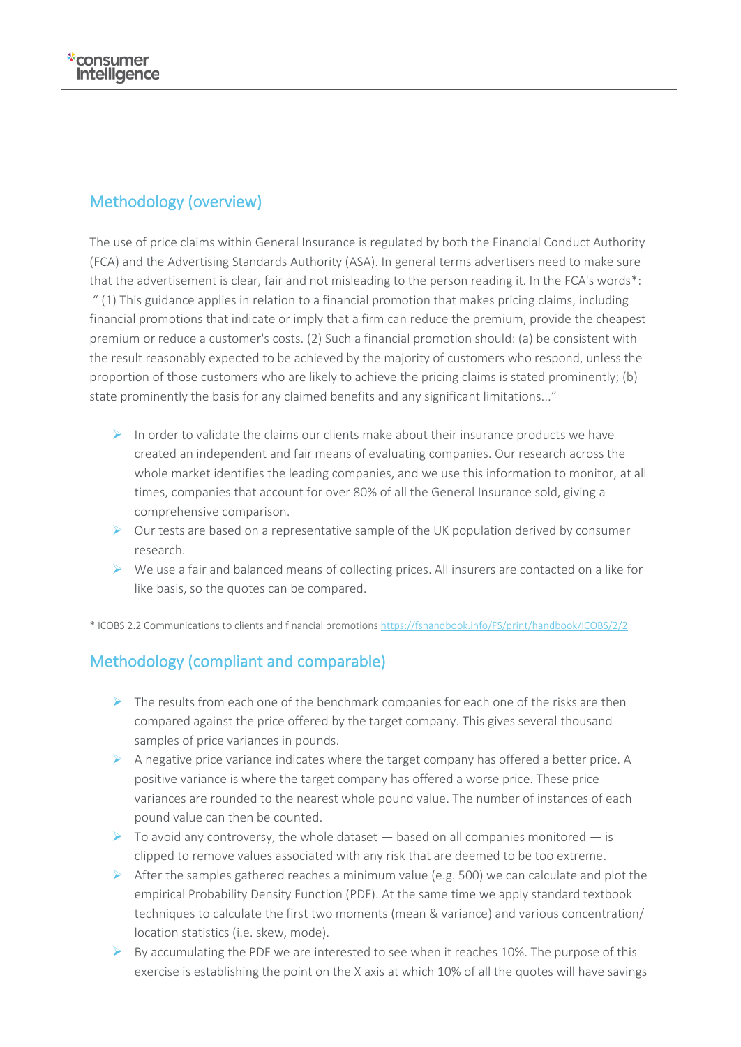## Methodology (overview)

The use of price claims within General Insurance is regulated by both the Financial Conduct Authority (FCA) and the Advertising Standards Authority (ASA). In general terms advertisers need to make sure that the advertisement is clear, fair and not misleading to the person reading it. In the FCA's words*: " (1) This guidance applies in relation to a financial promotion that makes pricing claims, including financial promotions that indicate or imply that a firm can reduce the premium, provide the cheapest premium or reduce a customer's costs. (2) Such a financial promotion should: (a) be consistent with the result reasonably expected to be achieved by the majority of customers who respond, unless the proportion of those customers who are likely to achieve the pricing claims is stated prominently; (b) state prominently the basis for any claimed benefits and any significant limitations..."

- In order to validate the claims our clients make about their insurance products we have created an independent and fair means of evaluating companies. Our research across the whole market identifies the leading companies, and we use this information to monitor, at all times, companies that account for over 80% of all the General Insurance sold, giving a comprehensive comparison.
- Our tests are based on a representative sample of the UK population derived by consumer research.
- We use a fair and balanced means of collecting prices. All insurers are contacted on a like for like basis, so the quotes can be compared.

* ICOBS 2.2 Communications to clients and financial promotions https://fshandbook.info/FS/print/handbook/ICOBS/2/2

## Methodology (compliant and comparable)

- The results from each one of the benchmark companies for each one of the risks are then compared against the price offered by the target company. This gives several thousand samples of price variances in pounds.
- A negative price variance indicates where the target company has offered a better price. A positive variance is where the target company has offered a worse price. These price variances are rounded to the nearest whole pound value. The number of instances of each pound value can then be counted.
- To avoid any controversy, the whole dataset — based on all companies monitored — is clipped to remove values associated with any risk that are deemed to be too extreme.
- After the samples gathered reaches a minimum value (e.g. 500) we can calculate and plot the empirical Probability Density Function (PDF). At the same time we apply standard textbook techniques to calculate the first two moments (mean & variance) and various concentration/ location statistics (i.e. skew, mode).
- By accumulating the PDF we are interested to see when it reaches 10%. The purpose of this exercise is establishing the point on the X axis at which 10% of all the quotes will have savings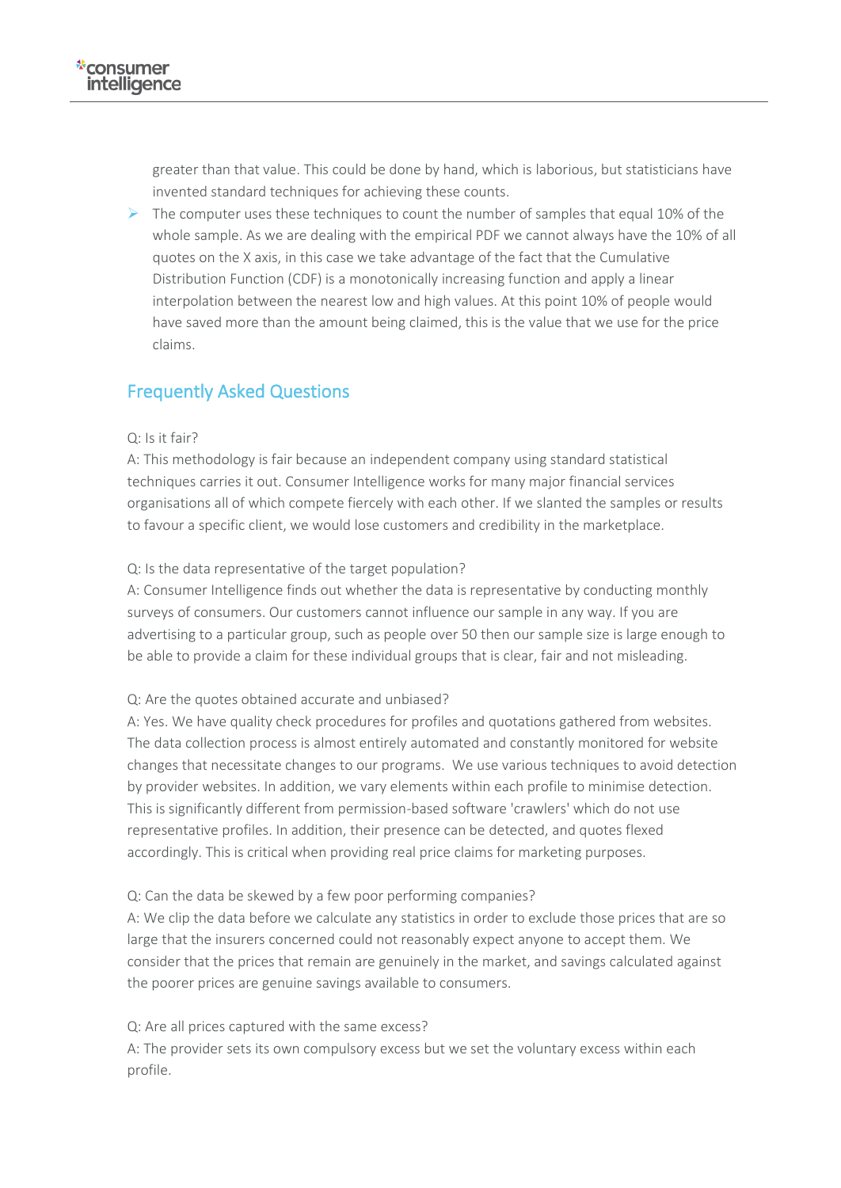greater than that value. This could be done by hand, which is laborious, but statisticians have invented standard techniques for achieving these counts.

- The computer uses these techniques to count the number of samples that equal 10% of the whole sample. As we are dealing with the empirical PDF we cannot always have the 10% of all quotes on the X axis, in this case we take advantage of the fact that the Cumulative Distribution Function (CDF) is a monotonically increasing function and apply a linear interpolation between the nearest low and high values. At this point 10% of people would have saved more than the amount being claimed, this is the value that we use for the price claims.

## Frequently Asked Questions

Q: Is it fair?

A: This methodology is fair because an independent company using standard statistical techniques carries it out. Consumer Intelligence works for many major financial services organisations all of which compete fiercely with each other. If we slanted the samples or results to favour a specific client, we would lose customers and credibility in the marketplace.

Q: Is the data representative of the target population?

A: Consumer Intelligence finds out whether the data is representative by conducting monthly surveys of consumers. Our customers cannot influence our sample in any way. If you are advertising to a particular group, such as people over 50 then our sample size is large enough to be able to provide a claim for these individual groups that is clear, fair and not misleading.

Q: Are the quotes obtained accurate and unbiased?

A: Yes. We have quality check procedures for profiles and quotations gathered from websites. The data collection process is almost entirely automated and constantly monitored for website changes that necessitate changes to our programs. We use various techniques to avoid detection by provider websites. In addition, we vary elements within each profile to minimise detection. This is significantly different from permission-based software 'crawlers' which do not use representative profiles. In addition, their presence can be detected, and quotes flexed accordingly. This is critical when providing real price claims for marketing purposes.

Q: Can the data be skewed by a few poor performing companies?

A: We clip the data before we calculate any statistics in order to exclude those prices that are so large that the insurers concerned could not reasonably expect anyone to accept them. We consider that the prices that remain are genuinely in the market, and savings calculated against the poorer prices are genuine savings available to consumers.

Q: Are all prices captured with the same excess?

A: The provider sets its own compulsory excess but we set the voluntary excess within each profile.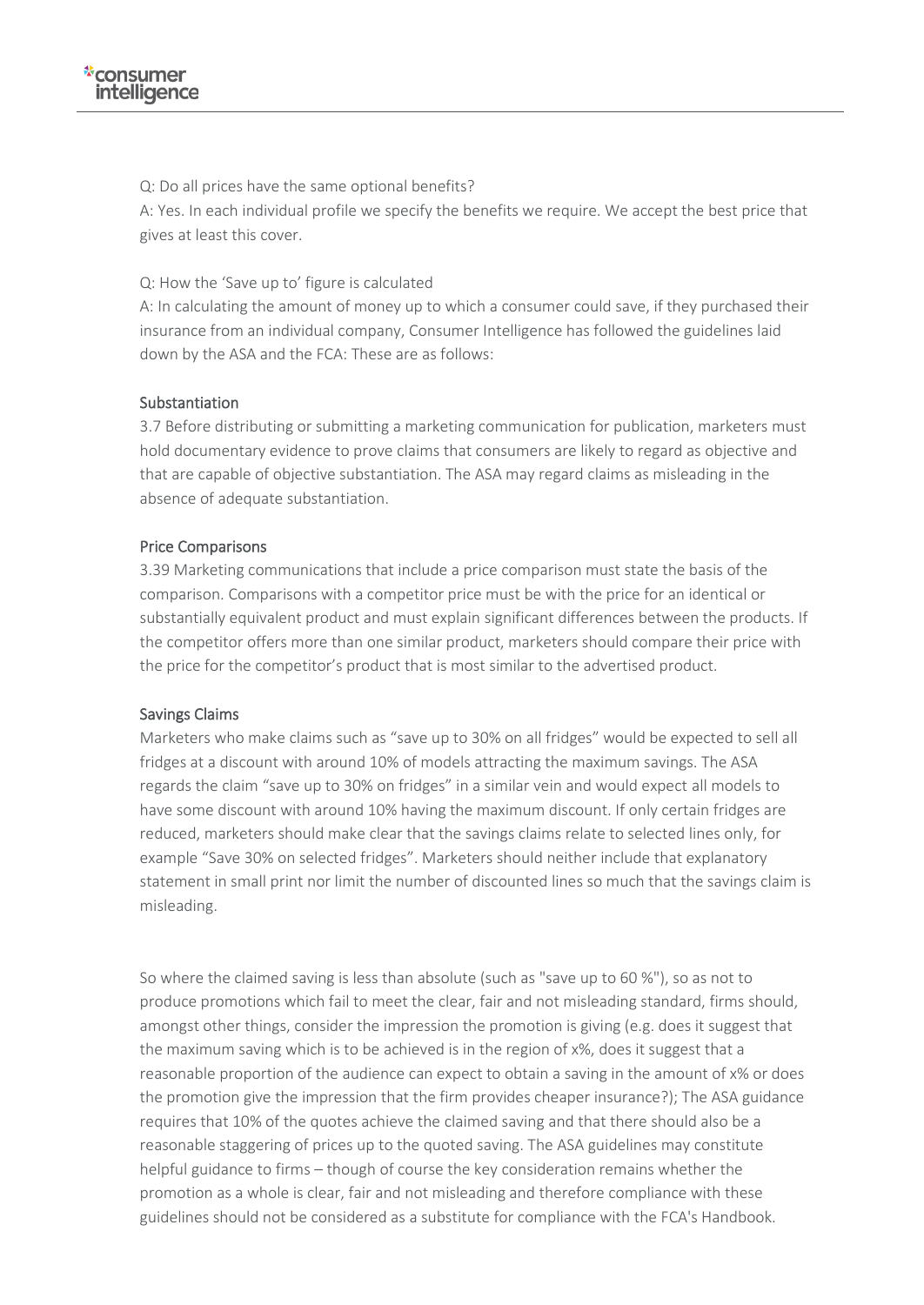Q: Do all prices have the same optional benefits?

A: Yes. In each individual profile we specify the benefits we require. We accept the best price that gives at least this cover.

Q: How the 'Save up to' figure is calculated

A: In calculating the amount of money up to which a consumer could save, if they purchased their insurance from an individual company, Consumer Intelligence has followed the guidelines laid down by the ASA and the FCA: These are as follows:

### Substantiation

3.7 Before distributing or submitting a marketing communication for publication, marketers must hold documentary evidence to prove claims that consumers are likely to regard as objective and that are capable of objective substantiation. The ASA may regard claims as misleading in the absence of adequate substantiation.

### Price Comparisons

3.39 Marketing communications that include a price comparison must state the basis of the comparison. Comparisons with a competitor price must be with the price for an identical or substantially equivalent product and must explain significant differences between the products. If the competitor offers more than one similar product, marketers should compare their price with the price for the competitor's product that is most similar to the advertised product.

### Savings Claims

Marketers who make claims such as "save up to 30% on all fridges" would be expected to sell all fridges at a discount with around 10% of models attracting the maximum savings. The ASA regards the claim "save up to 30% on fridges" in a similar vein and would expect all models to have some discount with around 10% having the maximum discount. If only certain fridges are reduced, marketers should make clear that the savings claims relate to selected lines only, for example "Save 30% on selected fridges". Marketers should neither include that explanatory statement in small print nor limit the number of discounted lines so much that the savings claim is misleading.

So where the claimed saving is less than absolute (such as "save up to 60 %"), so as not to produce promotions which fail to meet the clear, fair and not misleading standard, firms should, amongst other things, consider the impression the promotion is giving (e.g. does it suggest that the maximum saving which is to be achieved is in the region of x%, does it suggest that a reasonable proportion of the audience can expect to obtain a saving in the amount of x% or does the promotion give the impression that the firm provides cheaper insurance?); The ASA guidance requires that 10% of the quotes achieve the claimed saving and that there should also be a reasonable staggering of prices up to the quoted saving. The ASA guidelines may constitute helpful guidance to firms – though of course the key consideration remains whether the promotion as a whole is clear, fair and not misleading and therefore compliance with these guidelines should not be considered as a substitute for compliance with the FCA's Handbook.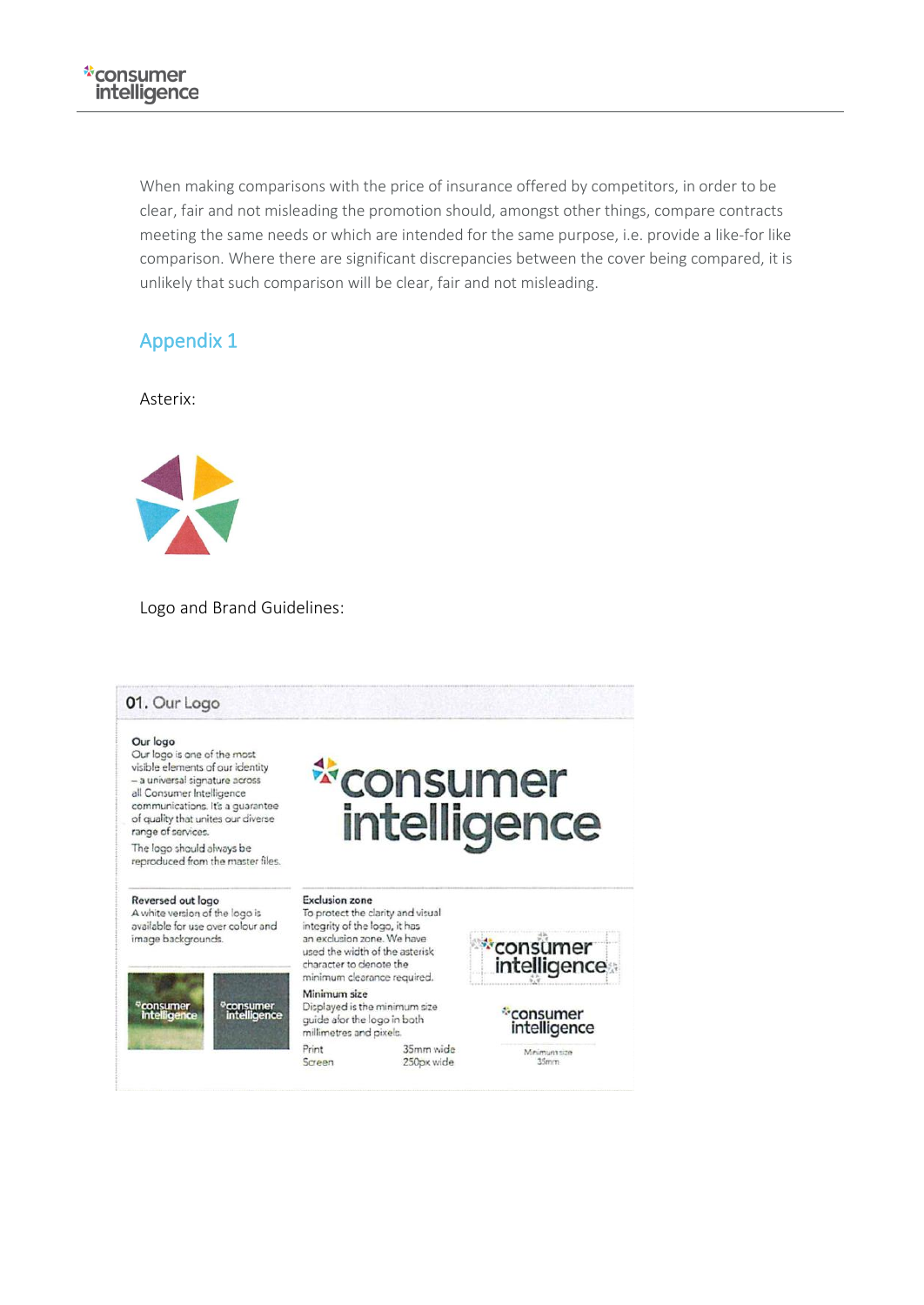When making comparisons with the price of insurance offered by competitors, in order to be clear, fair and not misleading the promotion should, amongst other things, compare contracts meeting the same needs or which are intended for the same purpose, i.e. provide a like-for like comparison. Where there are significant discrepancies between the cover being compared, it is unlikely that such comparison will be clear, fair and not misleading.

## Appendix 1

Asterix:

Logo and Brand Guidelines:

### 01. Our Logo

**Our logo**
Our logo is one of the most visible elements of our identity – a universal signature across all Consumer Intelligence communications. It's a guarantee of quality that unites our diverse range of services.

The logo should always be reproduced from the master files.

**Reversed out logo**
A white version of the logo is available for use over colour and image backgrounds.

**Exclusion zone**
To protect the clarity and visual integrity of the logo, it has an exclusion zone. We have used the width of the asterisk character to denote the minimum clearance required.

**Minimum size**
Displayed is the minimum size guide afor the logo in both millimetres and pixels.

| | |
|---|---|
| Print | 35mm wide |
| Screen | 250px wide |

Minimum size 35mm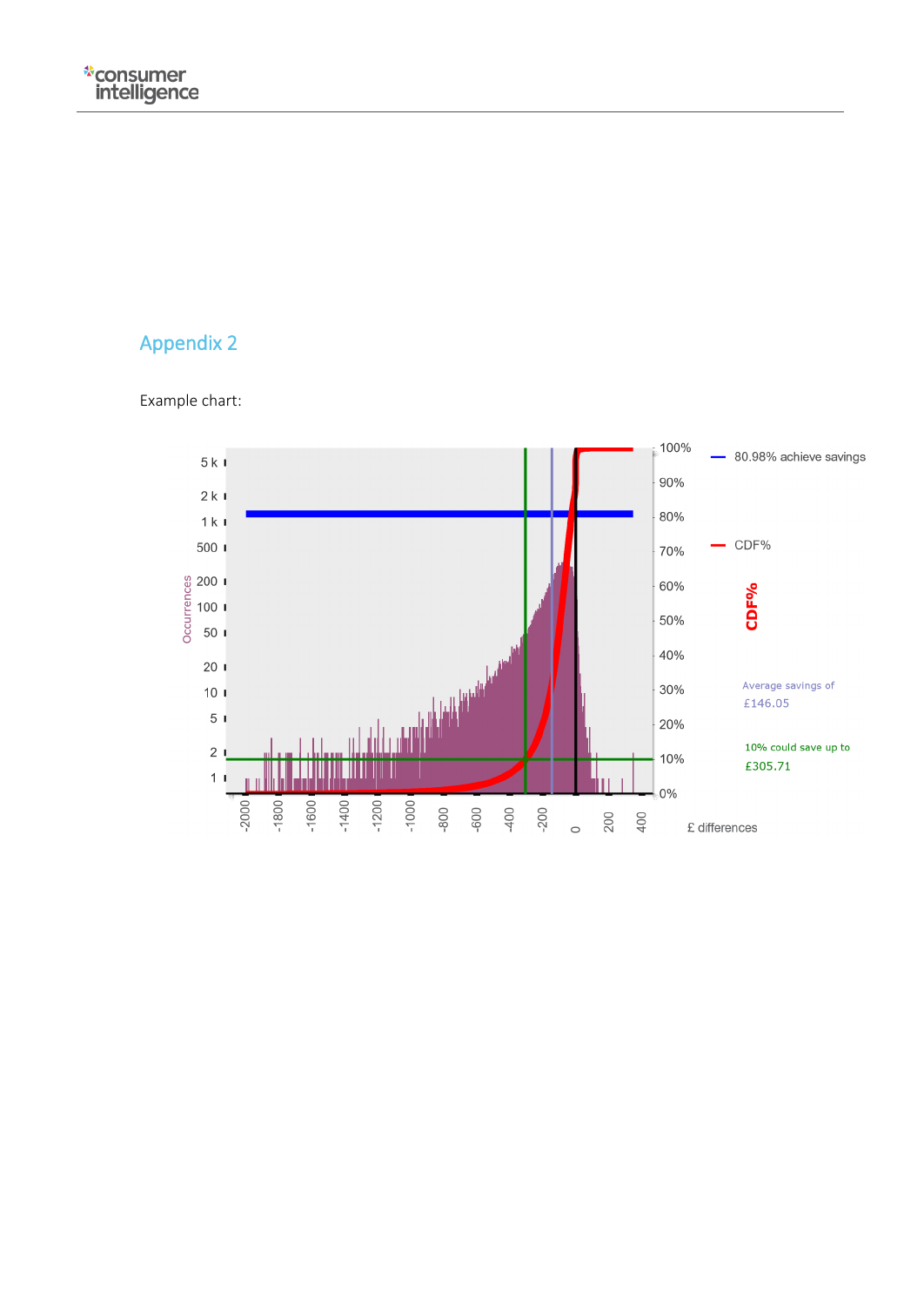## Appendix 2

Example chart:

5 k
2 k
1 k
500
200
100
50
20
10
5
2
1

Occurrences

-2000 -1800 -1600 -1400 -1200 -1000 -800 -600 -400 -200 0 200 400

£ differences

100%
90%
80%
70%
60%
50%
40%
30%
20%
10%
0%

CDF%

80.98% achieve savings

CDF%

Average savings of £146.05

10% could save up to £305.71